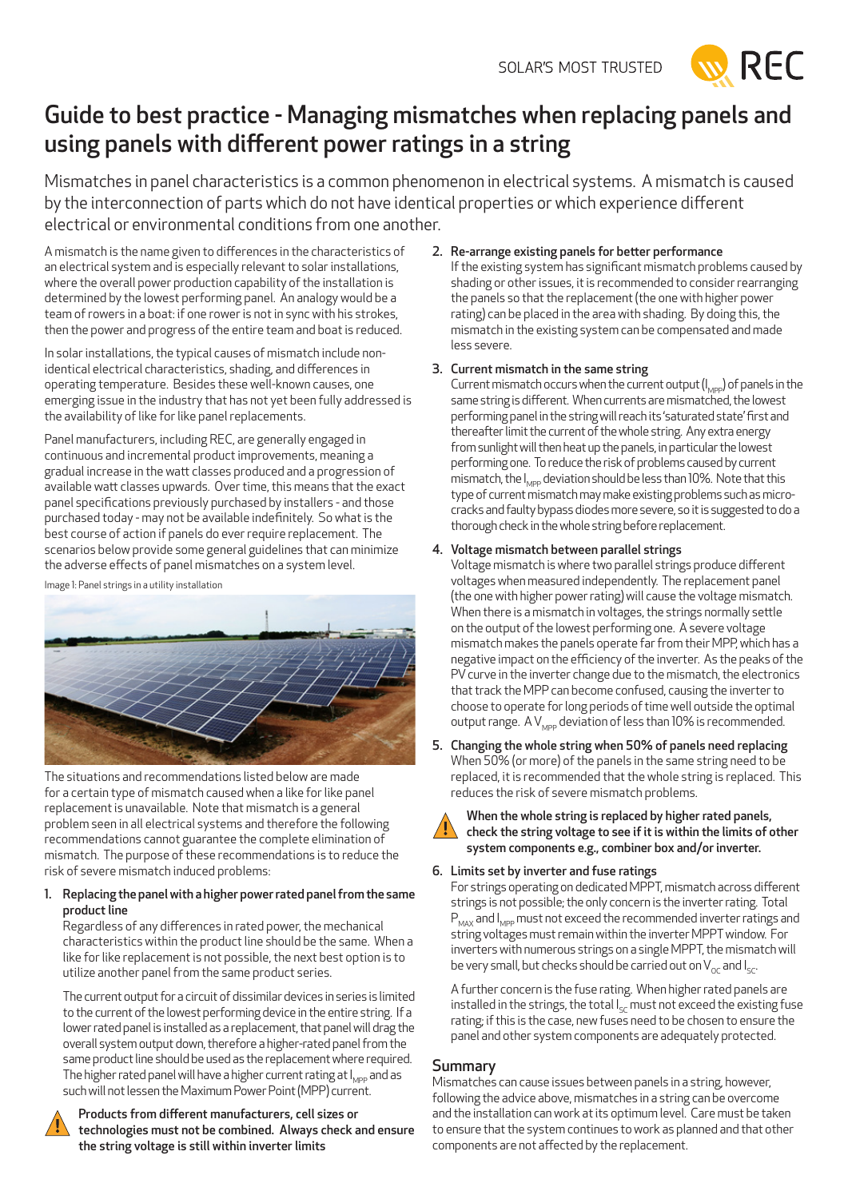# Guide to best practice - Managing mismatches when replacing panels and using panels with different power ratings in a string

Mismatches in panel characteristics is a common phenomenon in electrical systems. A mismatch is caused by the interconnection of parts which do not have identical properties or which experience different electrical or environmental conditions from one another.

A mismatch is the name given to differences in the characteristics of an electrical system and is especially relevant to solar installations, where the overall power production capability of the installation is determined by the lowest performing panel. An analogy would be a team of rowers in a boat: if one rower is not in sync with his strokes, then the power and progress of the entire team and boat is reduced.

In solar installations, the typical causes of mismatch include non-identical electrical characteristics, shading, and differences in operating temperature. Besides these well-known causes, one emerging issue in the industry that has not yet been fully addressed is the availability of like for like panel replacements.

Panel manufacturers, including REC, are generally engaged in continuous and incremental product improvements, meaning a gradual increase in the watt classes produced and a progression of available watt classes upwards. Over time, this means that the exact panel specifications previously purchased by installers - and those purchased today - may not be available indefinitely. So what is the best course of action if panels do ever require replacement. The scenarios below provide some general guidelines that can minimize the adverse effects of panel mismatches on a system level.

Image 1: Panel strings in a utility installation

The situations and recommendations listed below are made for a certain type of mismatch caused when a like for like panel replacement is unavailable. Note that mismatch is a general problem seen in all electrical systems and therefore the following recommendations cannot guarantee the complete elimination of mismatch. The purpose of these recommendations is to reduce the risk of severe mismatch induced problems:

1. **Replacing the panel with a higher power rated panel from the same product line**

   Regardless of any differences in rated power, the mechanical characteristics within the product line should be the same. When a like for like replacement is not possible, the next best option is to utilize another panel from the same product series.

   The current output for a circuit of dissimilar devices in series is limited to the current of the lowest performing device in the entire string. If a lower rated panel is installed as a replacement, that panel will drag the overall system output down, therefore a higher-rated panel from the same product line should be used as the replacement where required. The higher rated panel will have a higher current rating at $I_{MPP}$ and as such will not lessen the Maximum Power Point (MPP) current.

   **Products from different manufacturers, cell sizes or technologies must not be combined. Always check and ensure the string voltage is still within inverter limits**

2. **Re-arrange existing panels for better performance**

   If the existing system has significant mismatch problems caused by shading or other issues, it is recommended to consider rearranging the panels so that the replacement (the one with higher power rating) can be placed in the area with shading. By doing this, the mismatch in the existing system can be compensated and made less severe.

3. **Current mismatch in the same string**

   Current mismatch occurs when the current output ($I_{MPP}$) of panels in the same string is different. When currents are mismatched, the lowest performing panel in the string will reach its 'saturated state' first and thereafter limit the current of the whole string. Any extra energy from sunlight will then heat up the panels, in particular the lowest performing one. To reduce the risk of problems caused by current mismatch, the $I_{MPP}$ deviation should be less than 10%. Note that this type of current mismatch may make existing problems such as micro-cracks and faulty bypass diodes more severe, so it is suggested to do a thorough check in the whole string before replacement.

4. **Voltage mismatch between parallel strings**

   Voltage mismatch is where two parallel strings produce different voltages when measured independently. The replacement panel (the one with higher power rating) will cause the voltage mismatch. When there is a mismatch in voltages, the strings normally settle on the output of the lowest performing one. A severe voltage mismatch makes the panels operate far from their MPP, which has a negative impact on the efficiency of the inverter. As the peaks of the PV curve in the inverter change due to the mismatch, the electronics that track the MPP can become confused, causing the inverter to choose to operate for long periods of time well outside the optimal output range. A $V_{MPP}$ deviation of less than 10% is recommended.

5. **Changing the whole string when 50% of panels need replacing**

   When 50% (or more) of the panels in the same string need to be replaced, it is recommended that the whole string is replaced. This reduces the risk of severe mismatch problems.

   **When the whole string is replaced by higher rated panels, check the string voltage to see if it is within the limits of other system components e.g., combiner box and/or inverter.**

6. **Limits set by inverter and fuse ratings**

   For strings operating on dedicated MPPT, mismatch across different strings is not possible; the only concern is the inverter rating. Total $P_{MAX}$ and $I_{MPP}$ must not exceed the recommended inverter ratings and string voltages must remain within the inverter MPPT window. For inverters with numerous strings on a single MPPT, the mismatch will be very small, but checks should be carried out on $V_{OC}$ and $I_{SC}$.

   A further concern is the fuse rating. When higher rated panels are installed in the strings, the total $I_{SC}$ must not exceed the existing fuse rating; if this is the case, new fuses need to be chosen to ensure the panel and other system components are adequately protected.

## Summary

Mismatches can cause issues between panels in a string, however, following the advice above, mismatches in a string can be overcome and the installation can work at its optimum level. Care must be taken to ensure that the system continues to work as planned and that other components are not affected by the replacement.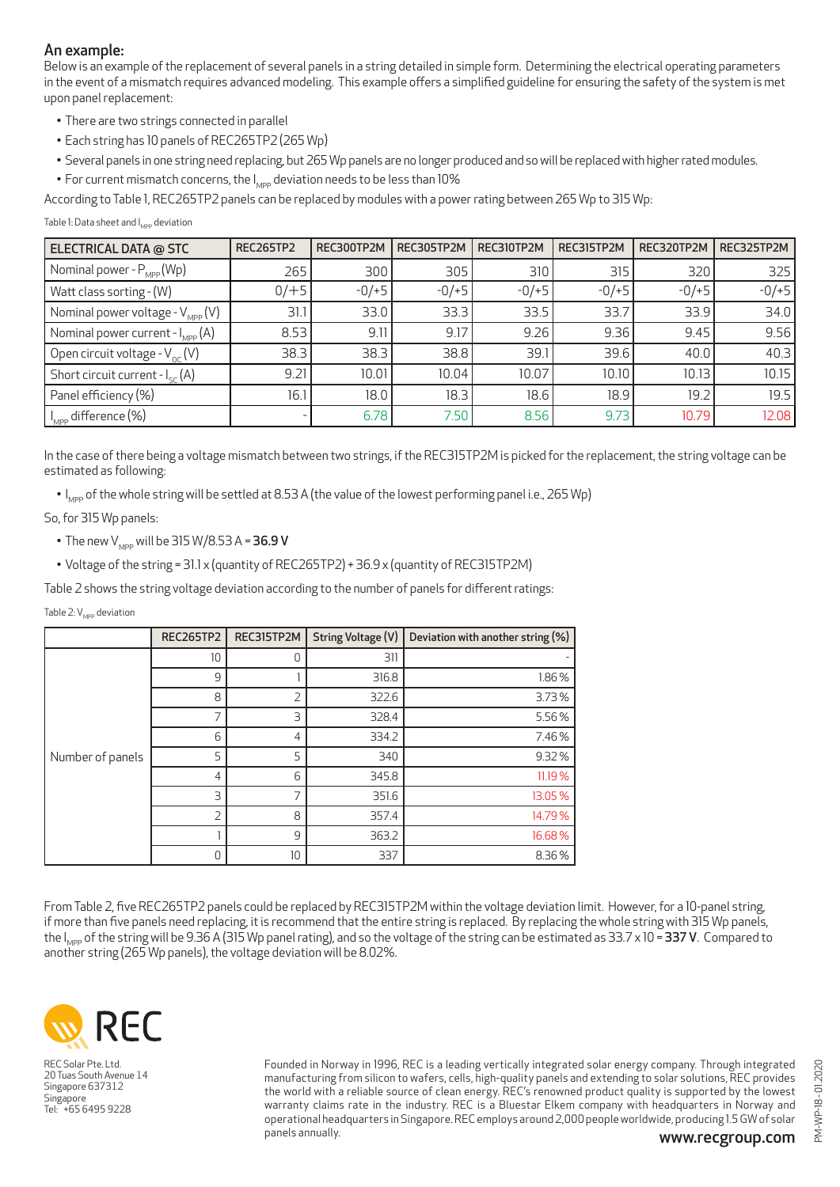## An example:

Below is an example of the replacement of several panels in a string detailed in simple form. Determining the electrical operating parameters in the event of a mismatch requires advanced modeling. This example offers a simplified guideline for ensuring the safety of the system is met upon panel replacement:

- There are two strings connected in parallel
- Each string has 10 panels of REC265TP2 (265 Wp)
- Several panels in one string need replacing, but 265 Wp panels are no longer produced and so will be replaced with higher rated modules.
- For current mismatch concerns, the $I_{MPP}$ deviation needs to be less than 10%

According to Table 1, REC265TP2 panels can be replaced by modules with a power rating between 265 Wp to 315 Wp:

Table 1: Data sheet and $I_{MPP}$ deviation

| ELECTRICAL DATA @ STC | REC265TP2 | REC300TP2M | REC305TP2M | REC310TP2M | REC315TP2M | REC320TP2M | REC325TP2M |
|---|---|---|---|---|---|---|---|
| Nominal power - $P_{MPP}$ (Wp) | 265 | 300 | 305 | 310 | 315 | 320 | 325 |
| Watt class sorting - (W) | 0/+5 | -0/+5 | -0/+5 | -0/+5 | -0/+5 | -0/+5 | -0/+5 |
| Nominal power voltage - $V_{MPP}$ (V) | 31.1 | 33.0 | 33.3 | 33.5 | 33.7 | 33.9 | 34.0 |
| Nominal power current - $I_{MPP}$ (A) | 8.53 | 9.11 | 9.17 | 9.26 | 9.36 | 9.45 | 9.56 |
| Open circuit voltage - $V_{OC}$ (V) | 38.3 | 38.3 | 38.8 | 39.1 | 39.6 | 40.0 | 40.3 |
| Short circuit current - $I_{SC}$ (A) | 9.21 | 10.01 | 10.04 | 10.07 | 10.10 | 10.13 | 10.15 |
| Panel efficiency (%) | 16.1 | 18.0 | 18.3 | 18.6 | 18.9 | 19.2 | 19.5 |
| $I_{MPP}$ difference (%) | - | 6.78 | 7.50 | 8.56 | 9.73 | 10.79 | 12.08 |

In the case of there being a voltage mismatch between two strings, if the REC315TP2M is picked for the replacement, the string voltage can be estimated as following:

- $I_{MPP}$ of the whole string will be settled at 8.53 A (the value of the lowest performing panel i.e., 265 Wp)

So, for 315 Wp panels:

- The new $V_{MPP}$ will be 315 W/8.53 A = **36.9 V**
- Voltage of the string = 31.1 x (quantity of REC265TP2) + 36.9 x (quantity of REC315TP2M)

Table 2 shows the string voltage deviation according to the number of panels for different ratings:

Table 2: $V_{MPP}$ deviation

| | REC265TP2 | REC315TP2M | String Voltage (V) | Deviation with another string (%) |
|---|---|---|---|---|
| Number of panels | 10 | 0 | 311 | - |
| | 9 | 1 | 316.8 | 1.86 % |
| | 8 | 2 | 322.6 | 3.73 % |
| | 7 | 3 | 328.4 | 5.56 % |
| | 6 | 4 | 334.2 | 7.46 % |
| | 5 | 5 | 340 | 9.32 % |
| | 4 | 6 | 345.8 | 11.19 % |
| | 3 | 7 | 351.6 | 13.05 % |
| | 2 | 8 | 357.4 | 14.79 % |
| | 1 | 9 | 363.2 | 16.68 % |
| | 0 | 10 | 337 | 8.36 % |

From Table 2, five REC265TP2 panels could be replaced by REC315TP2M within the voltage deviation limit. However, for a 10-panel string, if more than five panels need replacing, it is recommend that the entire string is replaced. By replacing the whole string with 315 Wp panels, the $I_{MPP}$ of the string will be 9.36 A (315 Wp panel rating), and so the voltage of the string can be estimated as 33.7 x 10 = **337 V**. Compared to another string (265 Wp panels), the voltage deviation will be 8.02%.

REC

REC Solar Pte. Ltd.
20 Tuas South Avenue 14
Singapore 637312
Singapore
Tel: +65 6495 9228

Founded in Norway in 1996, REC is a leading vertically integrated solar energy company. Through integrated manufacturing from silicon to wafers, cells, high-quality panels and extending to solar solutions, REC provides the world with a reliable source of clean energy. REC's renowned product quality is supported by the lowest warranty claims rate in the industry. REC is a Bluestar Elkem company with headquarters in Norway and operational headquarters in Singapore. REC employs around 2,000 people worldwide, producing 1.5 GW of solar panels annually.

**www.recgroup.com**

PM-WP-18-01.2020